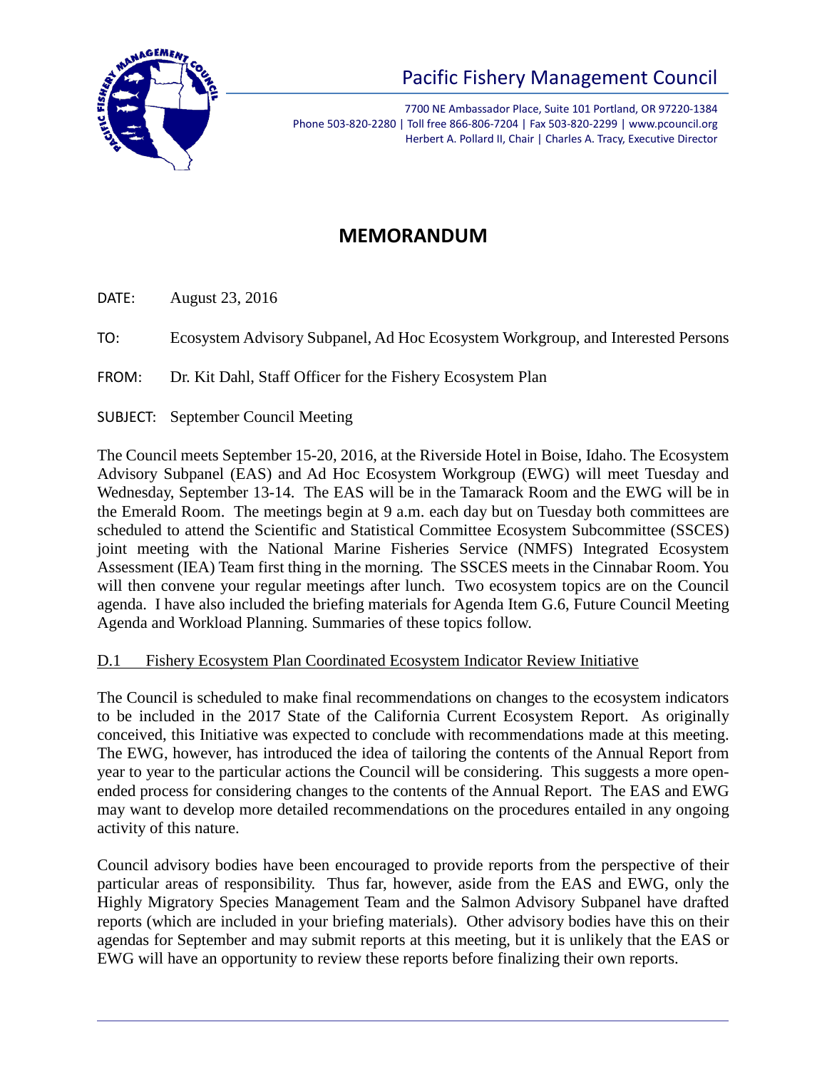# Pacific Fishery Management Council

7700 NE Ambassador Place, Suite 101 Portland, OR 97220-1384
Phone 503-820-2280 | Toll free 866-806-7204 | Fax 503-820-2299 | www.pcouncil.org
Herbert A. Pollard II, Chair | Charles A. Tracy, Executive Director

## MEMORANDUM

DATE: August 23, 2016

TO: Ecosystem Advisory Subpanel, Ad Hoc Ecosystem Workgroup, and Interested Persons

FROM: Dr. Kit Dahl, Staff Officer for the Fishery Ecosystem Plan

SUBJECT: September Council Meeting

The Council meets September 15-20, 2016, at the Riverside Hotel in Boise, Idaho. The Ecosystem Advisory Subpanel (EAS) and Ad Hoc Ecosystem Workgroup (EWG) will meet Tuesday and Wednesday, September 13-14. The EAS will be in the Tamarack Room and the EWG will be in the Emerald Room. The meetings begin at 9 a.m. each day but on Tuesday both committees are scheduled to attend the Scientific and Statistical Committee Ecosystem Subcommittee (SSCES) joint meeting with the National Marine Fisheries Service (NMFS) Integrated Ecosystem Assessment (IEA) Team first thing in the morning. The SSCES meets in the Cinnabar Room. You will then convene your regular meetings after lunch. Two ecosystem topics are on the Council agenda. I have also included the briefing materials for Agenda Item G.6, Future Council Meeting Agenda and Workload Planning. Summaries of these topics follow.

D.1 Fishery Ecosystem Plan Coordinated Ecosystem Indicator Review Initiative

The Council is scheduled to make final recommendations on changes to the ecosystem indicators to be included in the 2017 State of the California Current Ecosystem Report. As originally conceived, this Initiative was expected to conclude with recommendations made at this meeting. The EWG, however, has introduced the idea of tailoring the contents of the Annual Report from year to year to the particular actions the Council will be considering. This suggests a more open-ended process for considering changes to the contents of the Annual Report. The EAS and EWG may want to develop more detailed recommendations on the procedures entailed in any ongoing activity of this nature.

Council advisory bodies have been encouraged to provide reports from the perspective of their particular areas of responsibility. Thus far, however, aside from the EAS and EWG, only the Highly Migratory Species Management Team and the Salmon Advisory Subpanel have drafted reports (which are included in your briefing materials). Other advisory bodies have this on their agendas for September and may submit reports at this meeting, but it is unlikely that the EAS or EWG will have an opportunity to review these reports before finalizing their own reports.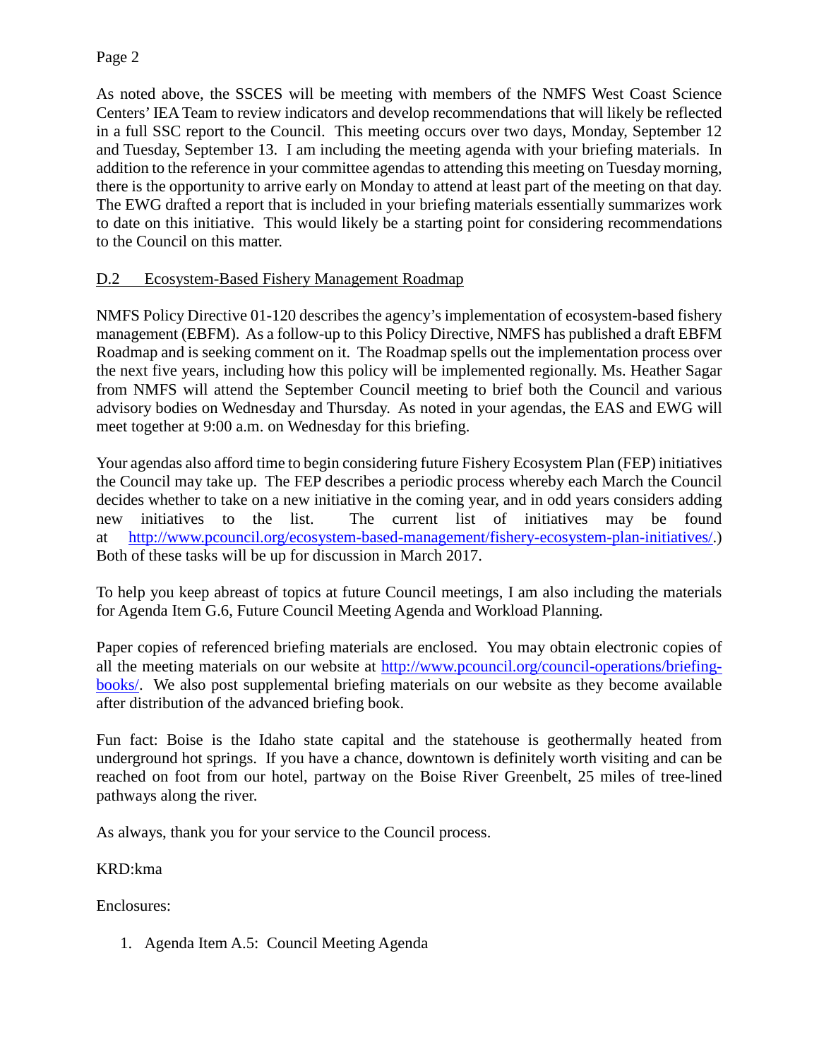As noted above, the SSCES will be meeting with members of the NMFS West Coast Science Centers' IEA Team to review indicators and develop recommendations that will likely be reflected in a full SSC report to the Council. This meeting occurs over two days, Monday, September 12 and Tuesday, September 13. I am including the meeting agenda with your briefing materials. In addition to the reference in your committee agendas to attending this meeting on Tuesday morning, there is the opportunity to arrive early on Monday to attend at least part of the meeting on that day. The EWG drafted a report that is included in your briefing materials essentially summarizes work to date on this initiative. This would likely be a starting point for considering recommendations to the Council on this matter.

## D.2 Ecosystem-Based Fishery Management Roadmap

NMFS Policy Directive 01-120 describes the agency's implementation of ecosystem-based fishery management (EBFM). As a follow-up to this Policy Directive, NMFS has published a draft EBFM Roadmap and is seeking comment on it. The Roadmap spells out the implementation process over the next five years, including how this policy will be implemented regionally. Ms. Heather Sagar from NMFS will attend the September Council meeting to brief both the Council and various advisory bodies on Wednesday and Thursday. As noted in your agendas, the EAS and EWG will meet together at 9:00 a.m. on Wednesday for this briefing.

Your agendas also afford time to begin considering future Fishery Ecosystem Plan (FEP) initiatives the Council may take up. The FEP describes a periodic process whereby each March the Council decides whether to take on a new initiative in the coming year, and in odd years considers adding new initiatives to the list. The current list of initiatives may be found at [http://www.pcouncil.org/ecosystem-based-management/fishery-ecosystem-plan-initiatives/](http://www.pcouncil.org/ecosystem-based-management/fishery-ecosystem-plan-initiatives/).) Both of these tasks will be up for discussion in March 2017.

To help you keep abreast of topics at future Council meetings, I am also including the materials for Agenda Item G.6, Future Council Meeting Agenda and Workload Planning.

Paper copies of referenced briefing materials are enclosed. You may obtain electronic copies of all the meeting materials on our website at [http://www.pcouncil.org/council-operations/briefing-books/](http://www.pcouncil.org/council-operations/briefing-books/). We also post supplemental briefing materials on our website as they become available after distribution of the advanced briefing book.

Fun fact: Boise is the Idaho state capital and the statehouse is geothermally heated from underground hot springs. If you have a chance, downtown is definitely worth visiting and can be reached on foot from our hotel, partway on the Boise River Greenbelt, 25 miles of tree-lined pathways along the river.

As always, thank you for your service to the Council process.

KRD:kma

Enclosures:

1. Agenda Item A.5: Council Meeting Agenda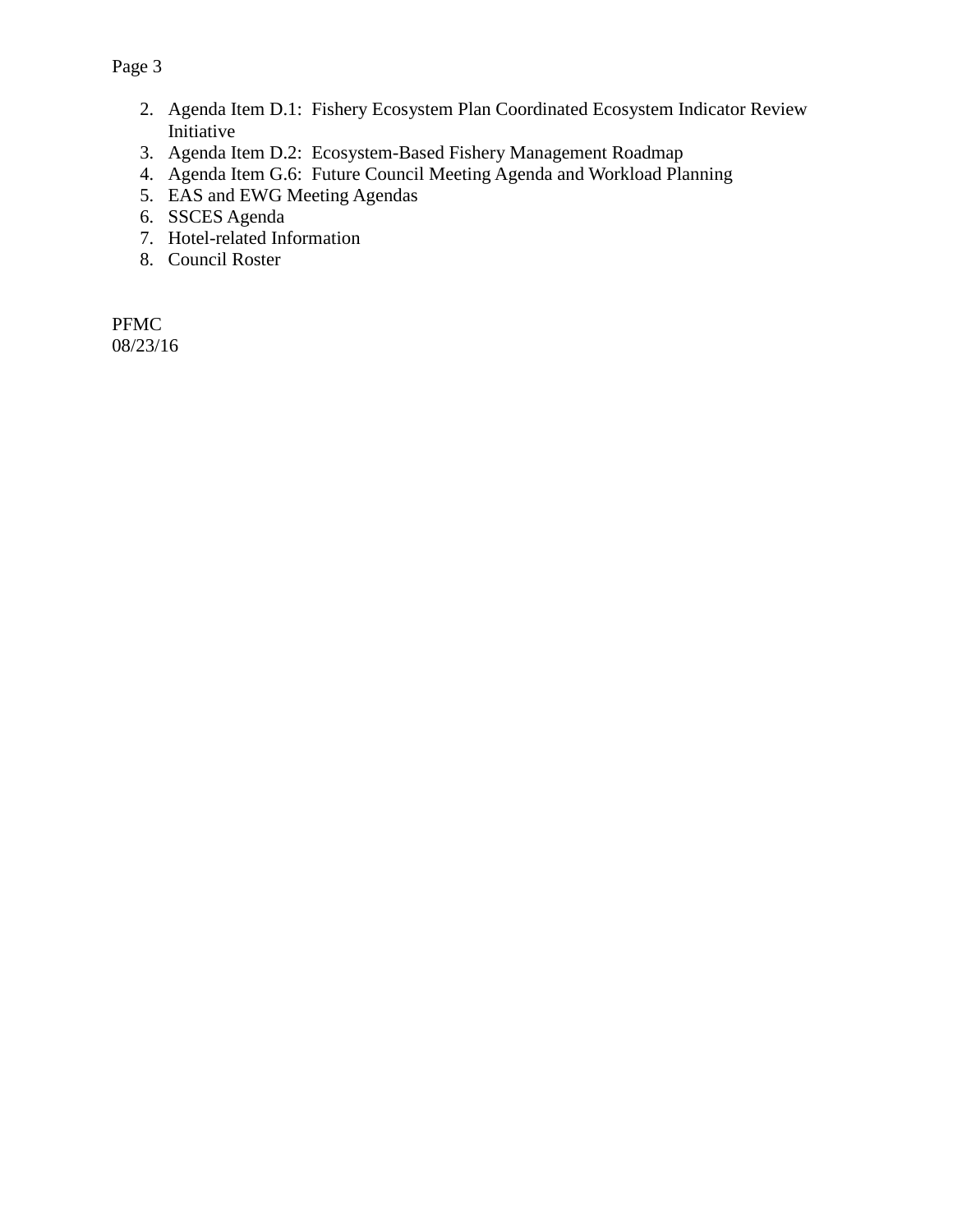2. Agenda Item D.1: Fishery Ecosystem Plan Coordinated Ecosystem Indicator Review Initiative
3. Agenda Item D.2: Ecosystem-Based Fishery Management Roadmap
4. Agenda Item G.6: Future Council Meeting Agenda and Workload Planning
5. EAS and EWG Meeting Agendas
6. SSCES Agenda
7. Hotel-related Information
8. Council Roster

PFMC
08/23/16